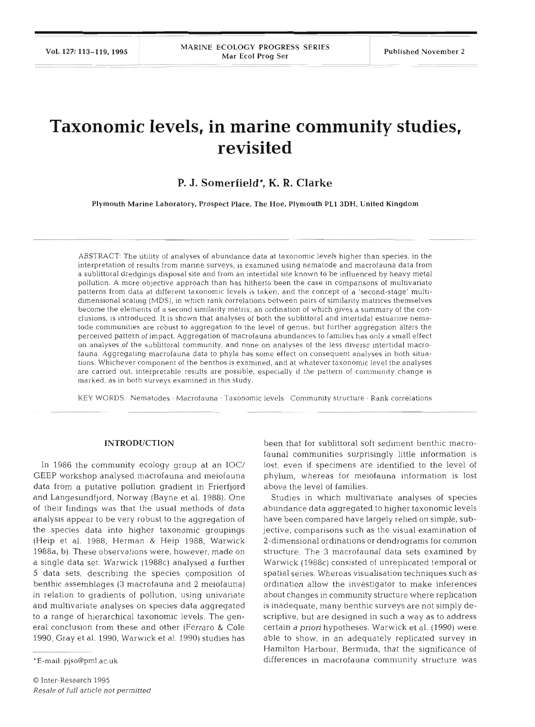# Taxonomic levels, in marine community studies, revisited

**P. J. Somerfield\*, K. R. Clarke**

Plymouth Marine Laboratory, Prospect Place, The Hoe, Plymouth PL1 3DH, United Kingdom

ABSTRACT: The utility of analyses of abundance data at taxonomic levels higher than species, in the interpretation of results from marine surveys, is examined using nematode and macrofauna data from a sublittoral dredgings disposal site and from an intertidal site known to be influenced by heavy metal pollution. A more objective approach than has hitherto been the case in comparisons of multivariate patterns from data at different taxonomic levels is taken, and the concept of a 'second-stage' multidimensional scaling (MDS), in which rank correlations between pairs of similarity matrices themselves become the elements of a second similarity matrix, an ordination of which gives a summary of the conclusions, is introduced. It is shown that analyses of both the sublittoral and intertidal estuarine nematode communities are robust to aggregation to the level of genus, but further aggregation alters the perceived pattern of impact. Aggregation of macrofauna abundances to families has only a small effect on analyses of the sublittoral community, and none on analyses of the less diverse intertidal macrofauna. Aggregating macrofauna data to phyla has some effect on consequent analyses in both situations. Whichever component of the benthos is examined, and at whatever taxonomic level the analyses are carried out, interpretable results are possible, especially if the pattern of community change is marked, as in both surveys examined in this study.

KEY WORDS: Nematodes · Macrofauna · Taxonomic levels · Community structure · Rank correlations

## INTRODUCTION

In 1986 the community ecology group at an IOC/GEEP workshop analysed macrofauna and meiofauna data from a putative pollution gradient in Frierfjord and Langesundfjord, Norway (Bayne et al. 1988). One of their findings was that the usual methods of data analysis appear to be very robust to the aggregation of the species data into higher taxonomic groupings (Heip et al. 1988, Herman & Heip 1988, Warwick 1988a, b). These observations were, however, made on a single data set. Warwick (1988c) analysed a further 5 data sets, describing the species composition of benthic assemblages (3 macrofauna and 2 meiofauna) in relation to gradients of pollution, using univariate and multivariate analyses on species data aggregated to a range of hierarchical taxonomic levels. The general conclusion from these and other (Ferraro & Cole 1990, Gray et al. 1990, Warwick et al. 1990) studies has been that for sublittoral soft sediment benthic macrofaunal communities surprisingly little information is lost, even if specimens are identified to the level of phylum, whereas for meiofauna information is lost above the level of families.

Studies in which multivariate analyses of species abundance data aggregated to higher taxonomic levels have been compared have largely relied on simple, subjective, comparisons such as the visual examination of 2-dimensional ordinations or dendrograms for common structure. The 3 macrofaunal data sets examined by Warwick (1988c) consisted of unreplicated temporal or spatial series. Whereas visualisation techniques such as ordination allow the investigator to make inferences about changes in community structure where replication is inadequate, many benthic surveys are not simply descriptive, but are designed in such a way as to address certain *a priori* hypotheses. Warwick et al. (1990) were able to show, in an adequately replicated survey in Hamilton Harbour, Bermuda, that the significance of differences in macrofauna community structure was

\*E-mail: pjso@pml.ac.uk

© Inter-Research 1995
*Resale of full article not permitted*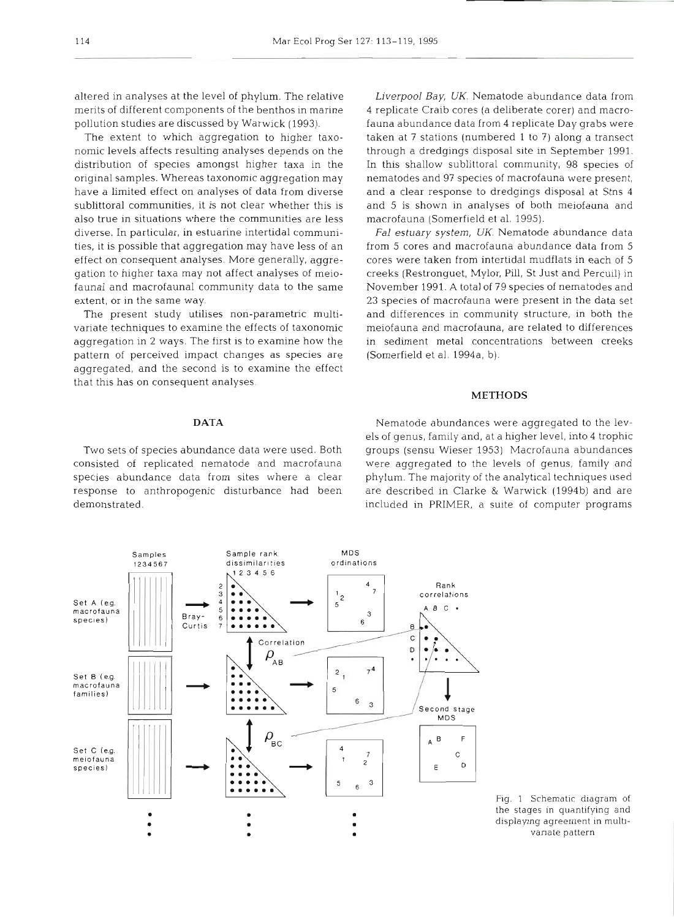altered in analyses at the level of phylum. The relative merits of different components of the benthos in marine pollution studies are discussed by Warwick (1993).

The extent to which aggregation to higher taxonomic levels affects resulting analyses depends on the distribution of species amongst higher taxa in the original samples. Whereas taxonomic aggregation may have a limited effect on analyses of data from diverse sublittoral communities, it is not clear whether this is also true in situations where the communities are less diverse. In particular, in estuarine intertidal communities, it is possible that aggregation may have less of an effect on consequent analyses. More generally, aggregation to higher taxa may not affect analyses of meiofaunal and macrofaunal community data to the same extent, or in the same way.

The present study utilises non-parametric multivariate techniques to examine the effects of taxonomic aggregation in 2 ways. The first is to examine how the pattern of perceived impact changes as species are aggregated, and the second is to examine the effect that this has on consequent analyses.

## DATA

Two sets of species abundance data were used. Both consisted of replicated nematode and macrofauna species abundance data from sites where a clear response to anthropogenic disturbance had been demonstrated.

*Liverpool Bay, UK.* Nematode abundance data from 4 replicate Craib cores (a deliberate corer) and macrofauna abundance data from 4 replicate Day grabs were taken at 7 stations (numbered 1 to 7) along a transect through a dredgings disposal site in September 1991. In this shallow sublittoral community, 98 species of nematodes and 97 species of macrofauna were present, and a clear response to dredgings disposal at Stns 4 and 5 is shown in analyses of both meiofauna and macrofauna (Somerfield et al. 1995).

*Fal estuary system, UK.* Nematode abundance data from 5 cores and macrofauna abundance data from 5 cores were taken from intertidal mudflats in each of 5 creeks (Restronguet, Mylor, Pill, St Just and Percuil) in November 1991. A total of 79 species of nematodes and 23 species of macrofauna were present in the data set and differences in community structure, in both the meiofauna and macrofauna, are related to differences in sediment metal concentrations between creeks (Somerfield et al. 1994a, b).

## METHODS

Nematode abundances were aggregated to the levels of genus, family and, at a higher level, into 4 trophic groups (sensu Wieser 1953). Macrofauna abundances were aggregated to the levels of genus, family and phylum. The majority of the analytical techniques used are described in Clarke & Warwick (1994b) and are included in PRIMER, a suite of computer programs

Fig. 1. Schematic diagram of the stages in quantifying and displaying agreement in multivariate pattern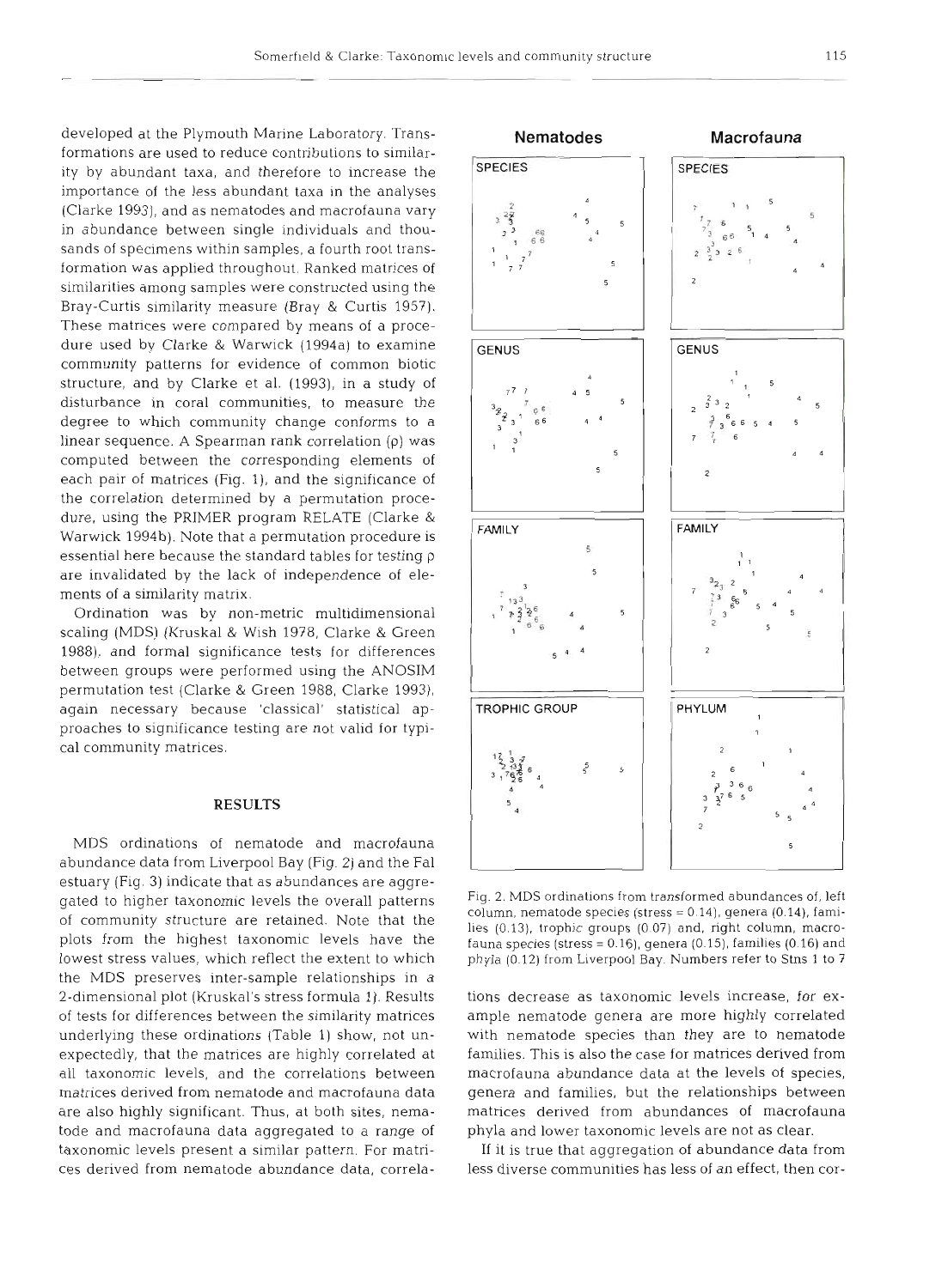developed at the Plymouth Marine Laboratory. Transformations are used to reduce contributions to similarity by abundant taxa, and therefore to increase the importance of the less abundant taxa in the analyses (Clarke 1993), and as nematodes and macrofauna vary in abundance between single individuals and thousands of specimens within samples, a fourth root transformation was applied throughout. Ranked matrices of similarities among samples were constructed using the Bray-Curtis similarity measure (Bray & Curtis 1957). These matrices were compared by means of a procedure used by Clarke & Warwick (1994a) to examine community patterns for evidence of common biotic structure, and by Clarke et al. (1993), in a study of disturbance in coral communities, to measure the degree to which community change conforms to a linear sequence. A Spearman rank correlation (ρ) was computed between the corresponding elements of each pair of matrices (Fig. 1), and the significance of the correlation determined by a permutation procedure, using the PRIMER program RELATE (Clarke & Warwick 1994b). Note that a permutation procedure is essential here because the standard tables for testing ρ are invalidated by the lack of independence of elements of a similarity matrix.

Ordination was by non-metric multidimensional scaling (MDS) (Kruskal & Wish 1978, Clarke & Green 1988), and formal significance tests for differences between groups were performed using the ANOSIM permutation test (Clarke & Green 1988, Clarke 1993), again necessary because 'classical' statistical approaches to significance testing are not valid for typical community matrices.

## RESULTS

MDS ordinations of nematode and macrofauna abundance data from Liverpool Bay (Fig. 2) and the Fal estuary (Fig. 3) indicate that as abundances are aggregated to higher taxonomic levels the overall patterns of community structure are retained. Note that the plots from the highest taxonomic levels have the lowest stress values, which reflect the extent to which the MDS preserves inter-sample relationships in a 2-dimensional plot (Kruskal's stress formula 1). Results of tests for differences between the similarity matrices underlying these ordinations (Table 1) show, not unexpectedly, that the matrices are highly correlated at all taxonomic levels, and the correlations between matrices derived from nematode and macrofauna data are also highly significant. Thus, at both sites, nematode and macrofauna data aggregated to a range of taxonomic levels present a similar pattern. For matrices derived from nematode abundance data, correlations decrease as taxonomic levels increase, for example nematode genera are more highly correlated with nematode species than they are to nematode families. This is also the case for matrices derived from macrofauna abundance data at the levels of species, genera and families, but the relationships between matrices derived from abundances of macrofauna phyla and lower taxonomic levels are not as clear.

If it is true that aggregation of abundance data from less diverse communities has less of an effect, then cor-

Fig. 2. MDS ordinations from transformed abundances of, left column, nematode species (stress = 0.14), genera (0.14), families (0.13), trophic groups (0.07) and, right column, macrofauna species (stress = 0.16), genera (0.15), families (0.16) and phyla (0.12) from Liverpool Bay. Numbers refer to Stns 1 to 7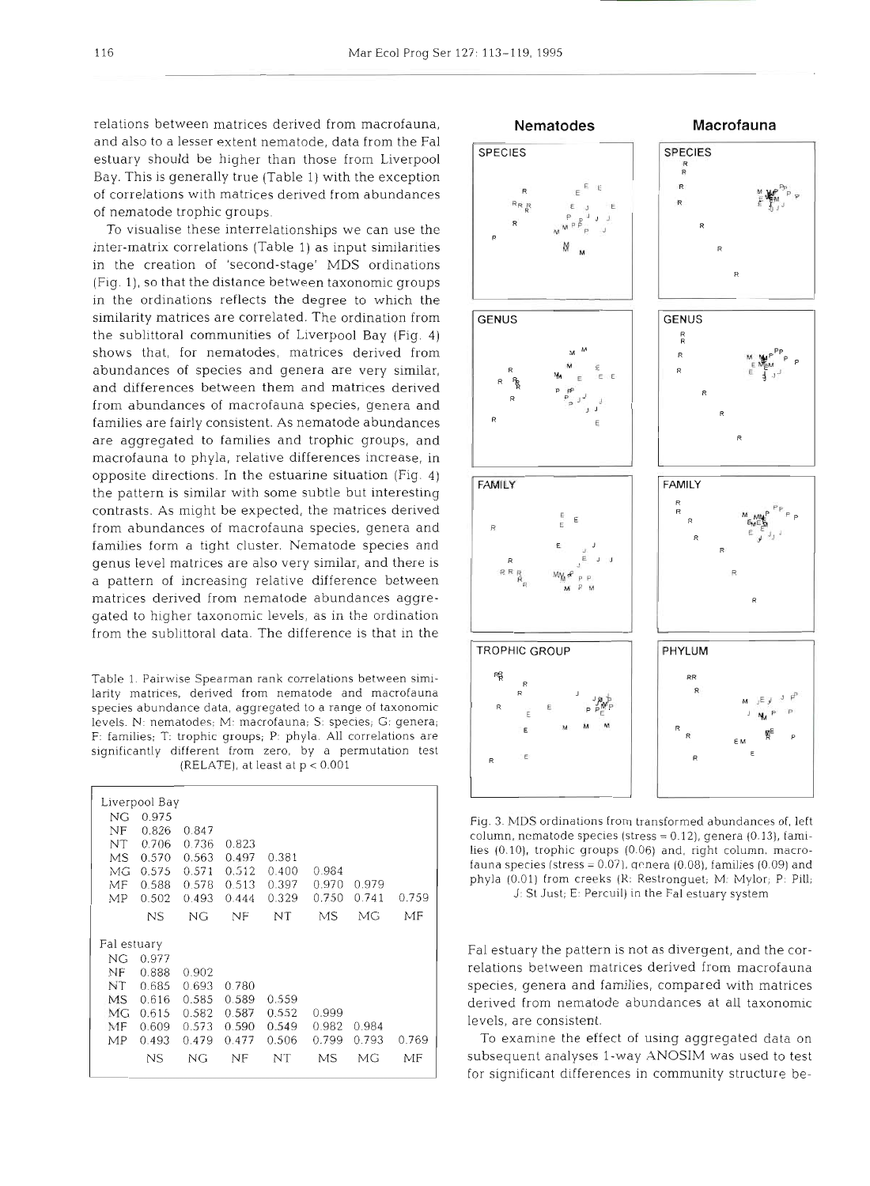relations between matrices derived from macrofauna, and also to a lesser extent nematode, data from the Fal estuary should be higher than those from Liverpool Bay. This is generally true (Table 1) with the exception of correlations with matrices derived from abundances of nematode trophic groups.

To visualise these interrelationships we can use the inter-matrix correlations (Table 1) as input similarities in the creation of 'second-stage' MDS ordinations (Fig. 1), so that the distance between taxonomic groups in the ordinations reflects the degree to which the similarity matrices are correlated. The ordination from the sublittoral communities of Liverpool Bay (Fig. 4) shows that, for nematodes, matrices derived from abundances of species and genera are very similar, and differences between them and matrices derived from abundances of macrofauna species, genera and families are fairly consistent. As nematode abundances are aggregated to families and trophic groups, and macrofauna to phyla, relative differences increase, in opposite directions. In the estuarine situation (Fig. 4) the pattern is similar with some subtle but interesting contrasts. As might be expected, the matrices derived from abundances of macrofauna species, genera and families form a tight cluster. Nematode species and genus level matrices are also very similar, and there is a pattern of increasing relative difference between matrices derived from nematode abundances aggregated to higher taxonomic levels, as in the ordination from the sublittoral data. The difference is that in the Fal estuary the pattern is not as divergent, and the correlations between matrices derived from macrofauna species, genera and families, compared with matrices derived from nematode abundances at all taxonomic levels, are consistent.

To examine the effect of using aggregated data on subsequent analyses 1-way ANOSIM was used to test for significant differences in community structure be-

Table 1. Pairwise Spearman rank correlations between similarity matrices, derived from nematode and macrofauna species abundance data, aggregated to a range of taxonomic levels. N: nematodes; M: macrofauna; S: species; G: genera; F: families; T: trophic groups; P: phyla. All correlations are significantly different from zero, by a permutation test (RELATE), at least at $p < 0.001$

| Liverpool Bay | | | | | | | |
|---|---|---|---|---|---|---|---|
| NG | 0.975 | | | | | | |
| NF | 0.826 | 0.847 | | | | | |
| NT | 0.706 | 0.736 | 0.823 | | | | |
| MS | 0.570 | 0.563 | 0.497 | 0.381 | | | |
| MG | 0.575 | 0.571 | 0.512 | 0.400 | 0.984 | | |
| MF | 0.588 | 0.578 | 0.513 | 0.397 | 0.970 | 0.979 | |
| MP | 0.502 | 0.493 | 0.444 | 0.329 | 0.750 | 0.741 | 0.759 |
| | NS | NG | NF | NT | MS | MG | MF |
| **Fal estuary** | | | | | | | |
| NG | 0.977 | | | | | | |
| NF | 0.888 | 0.902 | | | | | |
| NT | 0.685 | 0.693 | 0.780 | | | | |
| MS | 0.616 | 0.585 | 0.589 | 0.559 | | | |
| MG | 0.615 | 0.582 | 0.587 | 0.552 | 0.999 | | |
| MF | 0.609 | 0.573 | 0.590 | 0.549 | 0.982 | 0.984 | |
| MP | 0.493 | 0.479 | 0.477 | 0.506 | 0.799 | 0.793 | 0.769 |
| | NS | NG | NF | NT | MS | MG | MF |

Fig. 3. MDS ordinations from transformed abundances of, left column, nematode species (stress = 0.12), genera (0.13), families (0.10), trophic groups (0.06) and, right column, macrofauna species (stress = 0.07), genera (0.08), families (0.09) and phyla (0.01) from creeks (R: Restronguet; M: Mylor; P: Pill; J: St Just; E: Percuil) in the Fal estuary system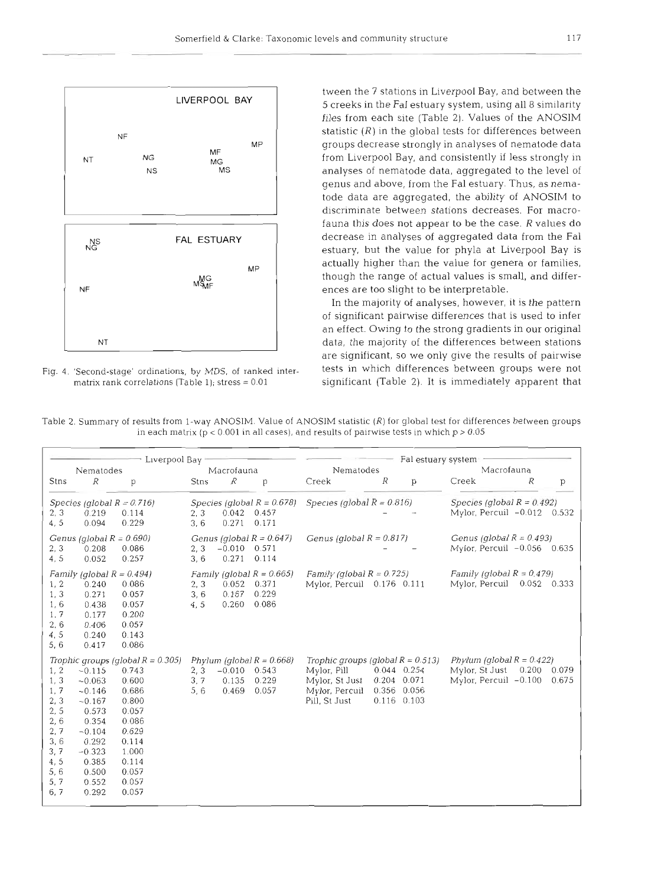LIVERPOOL BAY

NF, MP, MF, NT, NG, MG, NS, MS

FAL ESTUARY

NS, NG, MP, MG, MS, MF, NF, NT

Fig. 4. 'Second-stage' ordinations, by MDS, of ranked inter-matrix rank correlations (Table 1); stress = 0.01

tween the 7 stations in Liverpool Bay, and between the 5 creeks in the Fal estuary system, using all 8 similarity files from each site (Table 2). Values of the ANOSIM statistic ($R$) in the global tests for differences between groups decrease strongly in analyses of nematode data from Liverpool Bay, and consistently if less strongly in analyses of nematode data, aggregated to the level of genus and above, from the Fal estuary. Thus, as nematode data are aggregated, the ability of ANOSIM to discriminate between stations decreases. For macrofauna this does not appear to be the case. $R$ values do decrease in analyses of aggregated data from the Fal estuary, but the value for phyla at Liverpool Bay is actually higher than the value for genera or families, though the range of actual values is small, and differences are too slight to be interpretable.

In the majority of analyses, however, it is the pattern of significant pairwise differences that is used to infer an effect. Owing to the strong gradients in our original data, the majority of the differences between stations are significant, so we only give the results of pairwise tests in which differences between groups were not significant (Table 2). It is immediately apparent that

Table 2. Summary of results from 1-way ANOSIM. Value of ANOSIM statistic ($R$) for global test for differences between groups in each matrix ($p < 0.001$ in all cases), and results of pairwise tests in which $p > 0.05$

| Liverpool Bay | | | | | | Fal estuary system | | | | | |
|---|---|---|---|---|---|---|---|---|---|---|---|
| Nematodes | | | Macrofauna | | | Nematodes | | | Macrofauna | | |
| Stns | $R$ | p | Stns | $R$ | p | Creek | $R$ | p | Creek | $R$ | p |
| *Species (global $R$ = 0.716)* | | | *Species (global $R$ = 0.678)* | | | *Species (global $R$ = 0.816)* | | | *Species (global $R$ = 0.492)* | | |
| 2, 3 | 0.219 | 0.114 | 2, 3 | 0.042 | 0.457 | | – | – | Mylor, Percuil | −0.012 | 0.532 |
| 4, 5 | 0.094 | 0.229 | 3, 6 | 0.271 | 0.171 | | | | | | |
| *Genus (global $R$ = 0.690)* | | | *Genus (global $R$ = 0.647)* | | | *Genus (global $R$ = 0.817)* | | | *Genus (global $R$ = 0.493)* | | |
| 2, 3 | 0.208 | 0.086 | 2, 3 | −0.010 | 0.571 | | – | – | Mylor, Percuil | −0.056 | 0.635 |
| 4, 5 | 0.052 | 0.257 | 3, 6 | 0.271 | 0.114 | | | | | | |
| *Family (global $R$ = 0.494)* | | | *Family (global $R$ = 0.665)* | | | *Family (global $R$ = 0.725)* | | | *Family (global $R$ = 0.479)* | | |
| 1, 2 | 0.240 | 0.086 | 2, 3 | 0.052 | 0.371 | Mylor, Percuil | 0.176 | 0.111 | Mylor, Percuil | 0.052 | 0.333 |
| 1, 3 | 0.271 | 0.057 | 3, 6 | 0.167 | 0.229 | | | | | | |
| 1, 6 | 0.438 | 0.057 | 4, 5 | 0.260 | 0.086 | | | | | | |
| 1, 7 | 0.177 | 0.200 | | | | | | | | | |
| 2, 6 | 0.406 | 0.057 | | | | | | | | | |
| 4, 5 | 0.240 | 0.143 | | | | | | | | | |
| 5, 6 | 0.417 | 0.086 | | | | | | | | | |
| *Trophic groups (global $R$ = 0.305)* | | | *Phylum (global $R$ = 0.668)* | | | *Trophic groups (global $R$ = 0.513)* | | | *Phylum (global $R$ = 0.422)* | | |
| 1, 2 | −0.115 | 0.743 | 2, 3 | −0.010 | 0.543 | Mylor, Pill | 0.044 | 0.254 | Mylor, St Just | 0.200 | 0.079 |
| 1, 3 | −0.063 | 0.600 | 3, 7 | 0.135 | 0.229 | Mylor, St Just | 0.204 | 0.071 | Mylor, Percuil | −0.100 | 0.675 |
| 1, 7 | −0.146 | 0.686 | 5, 6 | 0.469 | 0.057 | Mylor, Percuil | 0.356 | 0.056 | | | |
| 2, 3 | −0.167 | 0.800 | | | | Pill, St Just | 0.116 | 0.103 | | | |
| 2, 5 | 0.573 | 0.057 | | | | | | | | | |
| 2, 6 | 0.354 | 0.086 | | | | | | | | | |
| 2, 7 | −0.104 | 0.629 | | | | | | | | | |
| 3, 6 | 0.292 | 0.114 | | | | | | | | | |
| 3, 7 | −0.323 | 1.000 | | | | | | | | | |
| 4, 5 | 0.385 | 0.114 | | | | | | | | | |
| 5, 6 | 0.500 | 0.057 | | | | | | | | | |
| 5, 7 | 0.552 | 0.057 | | | | | | | | | |
| 6, 7 | 0.292 | 0.057 | | | | | | | | | |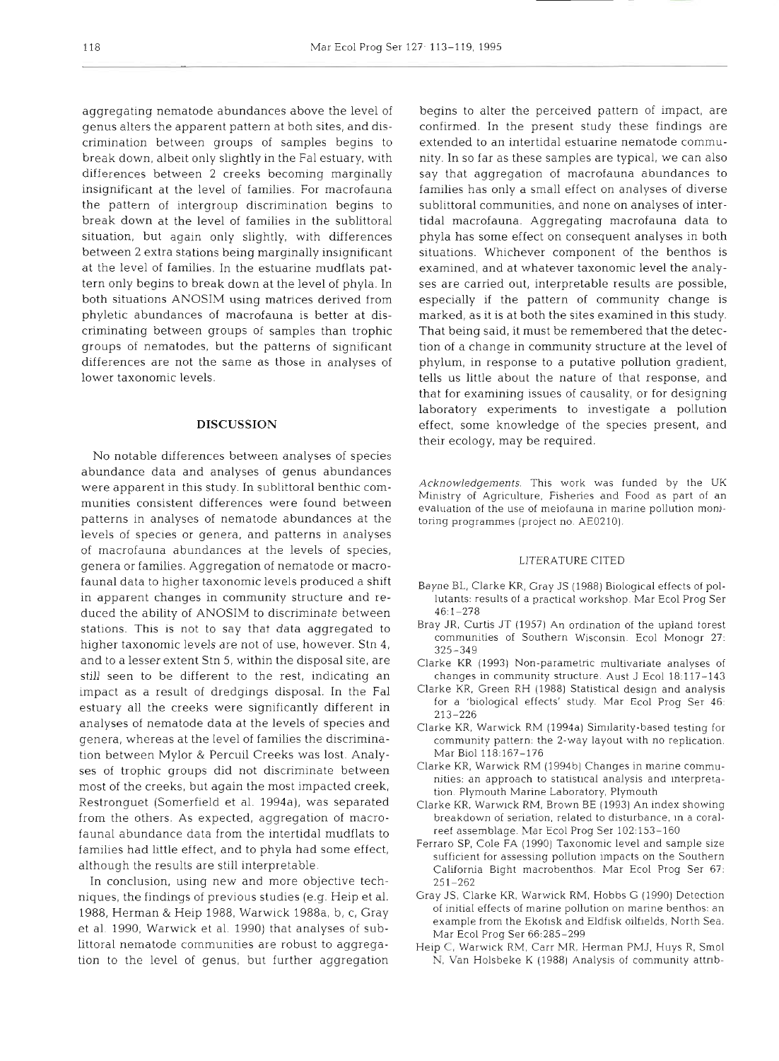aggregating nematode abundances above the level of genus alters the apparent pattern at both sites, and discrimination between groups of samples begins to break down, albeit only slightly in the Fal estuary, with differences between 2 creeks becoming marginally insignificant at the level of families. For macrofauna the pattern of intergroup discrimination begins to break down at the level of families in the sublittoral situation, but again only slightly, with differences between 2 extra stations being marginally insignificant at the level of families. In the estuarine mudflats pattern only begins to break down at the level of phyla. In both situations ANOSIM using matrices derived from phyletic abundances of macrofauna is better at discriminating between groups of samples than trophic groups of nematodes, but the patterns of significant differences are not the same as those in analyses of lower taxonomic levels.

## DISCUSSION

No notable differences between analyses of species abundance data and analyses of genus abundances were apparent in this study. In sublittoral benthic communities consistent differences were found between patterns in analyses of nematode abundances at the levels of species or genera, and patterns in analyses of macrofauna abundances at the levels of species, genera or families. Aggregation of nematode or macrofaunal data to higher taxonomic levels produced a shift in apparent changes in community structure and reduced the ability of ANOSIM to discriminate between stations. This is not to say that data aggregated to higher taxonomic levels are not of use, however. Stn 4, and to a lesser extent Stn 5, within the disposal site, are *still* seen to be different to the rest, indicating an impact as a result of dredgings disposal. In the Fal estuary all the creeks were significantly different in analyses of nematode data at the levels of species and genera, whereas at the level of families the discrimination between Mylor & Percuil Creeks was lost. Analyses of trophic groups did not discriminate between most of the creeks, but again the most impacted creek, Restronguet (Somerfield et al. 1994a), was separated from the others. As expected, aggregation of macrofaunal abundance data from the intertidal mudflats to families had little effect, and to phyla had some effect, although the results are still interpretable.

In conclusion, using new and more objective techniques, the findings of previous studies (e.g. Heip et al. 1988, Herman & Heip 1988, Warwick 1988a, b, c, Gray et al. 1990, Warwick et al. 1990) that analyses of sublittoral nematode communities are robust to aggregation to the level of genus, but further aggregation begins to alter the perceived pattern of impact, are confirmed. In the present study these findings are extended to an intertidal estuarine nematode community. In so far as these samples are typical, we can also say that aggregation of macrofauna abundances to families has only a small effect on analyses of diverse sublittoral communities, and none on analyses of intertidal macrofauna. Aggregating macrofauna data to phyla has some effect on consequent analyses in both situations. Whichever component of the benthos is examined, and at whatever taxonomic level the analyses are carried out, interpretable results are possible, especially if the pattern of community change is marked, as it is at both the sites examined in this study. That being said, it must be remembered that the detection of a change in community structure at the level of phylum, in response to a putative pollution gradient, tells us little about the nature of that response, and that for examining issues of causality, or for designing laboratory experiments to investigate a pollution effect, some knowledge of the species present, and their ecology, may be required.

*Acknowledgements.* This work was funded by the UK Ministry of Agriculture, Fisheries and Food as part of an evaluation of the use of meiofauna in marine pollution monitoring programmes (project no. AE0210).

## LITERATURE CITED

Bayne BL, Clarke KR, Gray JS (1988) Biological effects of pollutants: results of a practical workshop. Mar Ecol Prog Ser 46:1–278

Bray JR, Curtis JT (1957) An ordination of the upland forest communities of Southern Wisconsin. Ecol Monogr 27: 325–349

Clarke KR (1993) Non-parametric multivariate analyses of changes in community structure. Aust J Ecol 18:117–143

Clarke KR, Green RH (1988) Statistical design and analysis for a 'biological effects' study. Mar Ecol Prog Ser 46: 213–226

Clarke KR, Warwick RM (1994a) Similarity-based testing for community pattern: the 2-way layout with no replication. Mar Biol 118:167–176

Clarke KR, Warwick RM (1994b) Changes in marine communities: an approach to statistical analysis and interpretation. Plymouth Marine Laboratory, Plymouth

Clarke KR, Warwick RM, Brown BE (1993) An index showing breakdown of seriation, related to disturbance, in a coral-reef assemblage. Mar Ecol Prog Ser 102:153–160

Ferraro SP, Cole FA (1990) Taxonomic level and sample size sufficient for assessing pollution impacts on the Southern California Bight macrobenthos. Mar Ecol Prog Ser 67: 251–262

Gray JS, Clarke KR, Warwick RM, Hobbs G (1990) Detection of initial effects of marine pollution on marine benthos: an example from the Ekofisk and Eldfisk oilfields, North Sea. Mar Ecol Prog Ser 66:285–299

Heip C, Warwick RM, Carr MR, Herman PMJ, Huys R, Smol N, Van Holsbeke K (1988) Analysis of community attrib-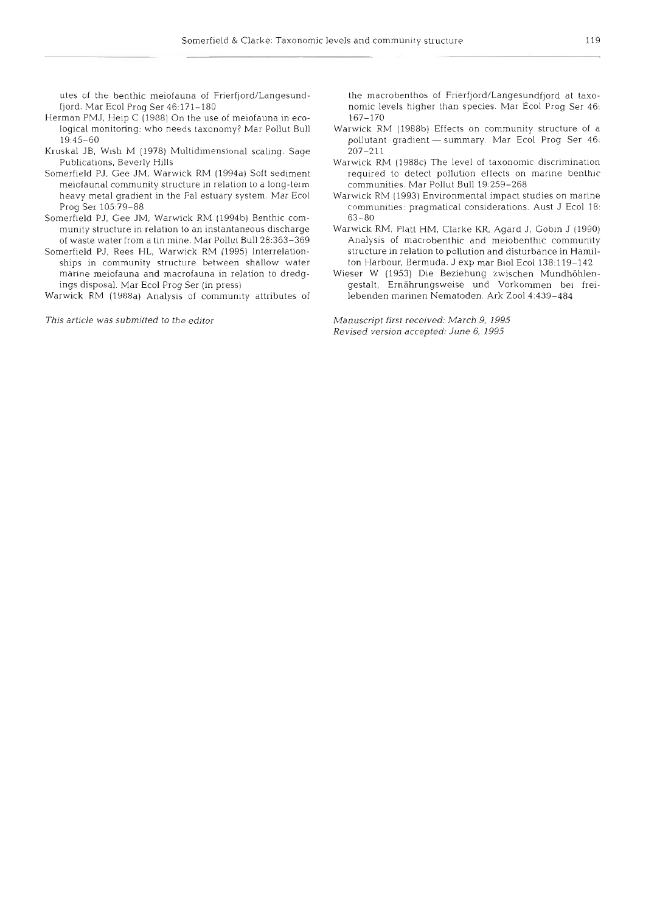utes of the benthic meiofauna of Frierfjord/Langesundfjord. Mar Ecol Prog Ser 46:171–180

Herman PMJ, Heip C (1988) On the use of meiofauna in ecological monitoring: who needs taxonomy? Mar Pollut Bull 19:45–60

Kruskal JB, Wish M (1978) Multidimensional scaling. Sage Publications, Beverly Hills

Somerfield PJ, Gee JM, Warwick RM (1994a) Soft sediment meiofaunal community structure in relation to a long-term heavy metal gradient in the Fal estuary system. Mar Ecol Prog Ser 105:79–88

Somerfield PJ, Gee JM, Warwick RM (1994b) Benthic community structure in relation to an instantaneous discharge of waste water from a tin mine. Mar Pollut Bull 28:363–369

Somerfield PJ, Rees HL, Warwick RM (1995) Interrelationships in community structure between shallow water marine meiofauna and macrofauna in relation to dredgings disposal. Mar Ecol Prog Ser (in press)

Warwick RM (1988a) Analysis of community attributes of the macrobenthos of Frierfjord/Langesundfjord at taxonomic levels higher than species. Mar Ecol Prog Ser 46:167–170

Warwick RM (1988b) Effects on community structure of a pollutant gradient — summary. Mar Ecol Prog Ser 46:207–211

Warwick RM (1988c) The level of taxonomic discrimination required to detect pollution effects on marine benthic communities. Mar Pollut Bull 19:259–268

Warwick RM (1993) Environmental impact studies on marine communities: pragmatical considerations. Aust J Ecol 18:63–80

Warwick RM, Platt HM, Clarke KR, Agard J, Gobin J (1990) Analysis of macrobenthic and meiobenthic community structure in relation to pollution and disturbance in Hamilton Harbour, Bermuda. J exp mar Biol Ecol 138:119–142

Wieser W (1953) Die Beziehung zwischen Mundhöhlengestalt, Ernährungsweise und Vorkommen bei freilebenden marinen Nematoden. Ark Zool 4:439–484

*This article was submitted to the editor*

*Manuscript first received: March 9, 1995*
*Revised version accepted: June 6, 1995*